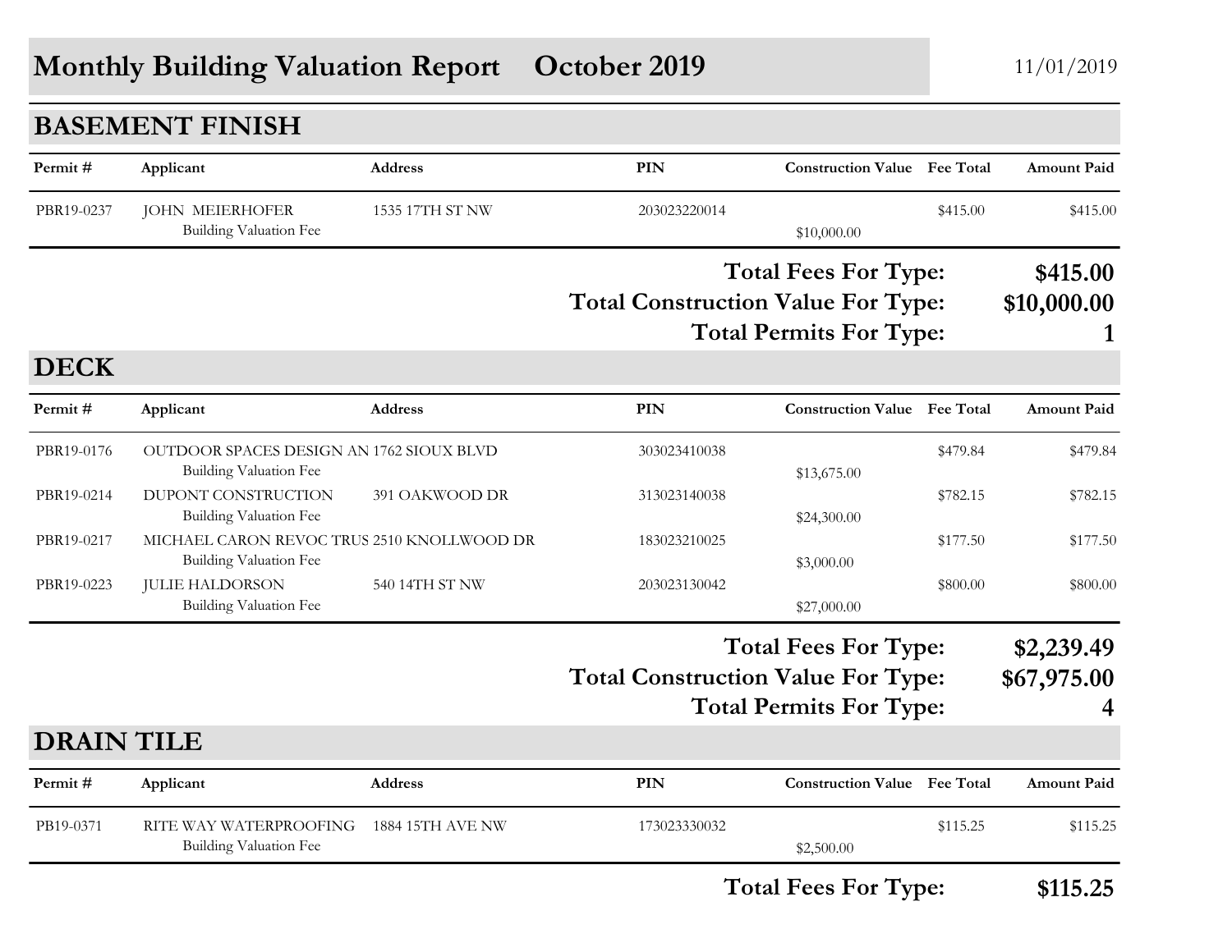# Monthly Building Valuation Report    October 2019

11/01/2019

## BASEMENT FINISH

| Permit # | Applicant | Address | PIN | Construction Value | Fee Total | Amount Paid |
|---|---|---|---|---|---|---|
| PBR19-0237 | JOHN MEIERHOFER | 1535 17TH ST NW | 203023220014 | | $415.00 | $415.00 |
| | Building Valuation Fee | | | $10,000.00 | | |

**Total Fees For Type: $415.00**

**Total Construction Value For Type: $10,000.00**

**Total Permits For Type: 1**

## DECK

| Permit # | Applicant | Address | PIN | Construction Value | Fee Total | Amount Paid |
|---|---|---|---|---|---|---|
| PBR19-0176 | OUTDOOR SPACES DESIGN AN | 1762 SIOUX BLVD | 303023410038 | | $479.84 | $479.84 |
| | Building Valuation Fee | | | $13,675.00 | | |
| PBR19-0214 | DUPONT CONSTRUCTION | 391 OAKWOOD DR | 313023140038 | | $782.15 | $782.15 |
| | Building Valuation Fee | | | $24,300.00 | | |
| PBR19-0217 | MICHAEL CARON REVOC TRUS | 2510 KNOLLWOOD DR | 183023210025 | | $177.50 | $177.50 |
| | Building Valuation Fee | | | $3,000.00 | | |
| PBR19-0223 | JULIE HALDORSON | 540 14TH ST NW | 203023130042 | | $800.00 | $800.00 |
| | Building Valuation Fee | | | $27,000.00 | | |

**Total Fees For Type: $2,239.49**

**Total Construction Value For Type: $67,975.00**

**Total Permits For Type: 4**

## DRAIN TILE

| Permit # | Applicant | Address | PIN | Construction Value | Fee Total | Amount Paid |
|---|---|---|---|---|---|---|
| PB19-0371 | RITE WAY WATERPROOFING | 1884 15TH AVE NW | 173023330032 | | $115.25 | $115.25 |
| | Building Valuation Fee | | | $2,500.00 | | |

**Total Fees For Type: $115.25**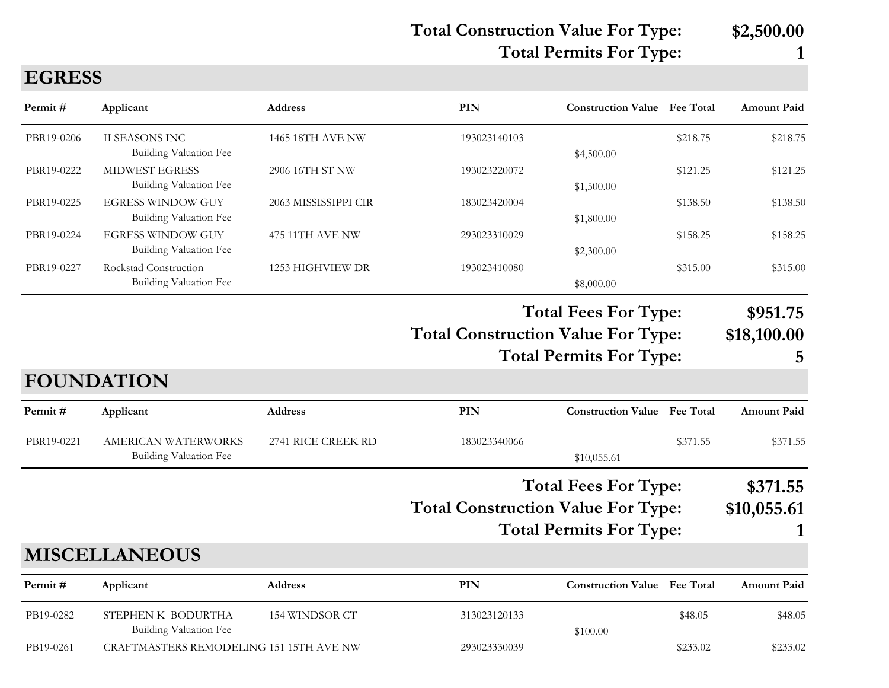**Total Construction Value For Type: $2,500.00**
**Total Permits For Type: 1**

## EGRESS

| Permit # | Applicant | Address | PIN | Construction Value | Fee Total | Amount Paid |
|---|---|---|---|---|---|---|
| PBR19-0206 | II SEASONS INC | 1465 18TH AVE NW | 193023140103 | | $218.75 | $218.75 |
| | Building Valuation Fee | | | $4,500.00 | | |
| PBR19-0222 | MIDWEST EGRESS | 2906 16TH ST NW | 193023220072 | | $121.25 | $121.25 |
| | Building Valuation Fee | | | $1,500.00 | | |
| PBR19-0225 | EGRESS WINDOW GUY | 2063 MISSISSIPPI CIR | 183023420004 | | $138.50 | $138.50 |
| | Building Valuation Fee | | | $1,800.00 | | |
| PBR19-0224 | EGRESS WINDOW GUY | 475 11TH AVE NW | 293023310029 | | $158.25 | $158.25 |
| | Building Valuation Fee | | | $2,300.00 | | |
| PBR19-0227 | Rockstad Construction | 1253 HIGHVIEW DR | 193023410080 | | $315.00 | $315.00 |
| | Building Valuation Fee | | | $8,000.00 | | |

**Total Fees For Type: $951.75**
**Total Construction Value For Type: $18,100.00**
**Total Permits For Type: 5**

## FOUNDATION

| Permit # | Applicant | Address | PIN | Construction Value | Fee Total | Amount Paid |
|---|---|---|---|---|---|---|
| PBR19-0221 | AMERICAN WATERWORKS | 2741 RICE CREEK RD | 183023340066 | | $371.55 | $371.55 |
| | Building Valuation Fee | | | $10,055.61 | | |

**Total Fees For Type: $371.55**
**Total Construction Value For Type: $10,055.61**
**Total Permits For Type: 1**

## MISCELLANEOUS

| Permit # | Applicant | Address | PIN | Construction Value | Fee Total | Amount Paid |
|---|---|---|---|---|---|---|
| PB19-0282 | STEPHEN K BODURTHA | 154 WINDSOR CT | 313023120133 | | $48.05 | $48.05 |
| | Building Valuation Fee | | | $100.00 | | |
| PB19-0261 | CRAFTMASTERS REMODELING | 151 15TH AVE NW | 293023330039 | | $233.02 | $233.02 |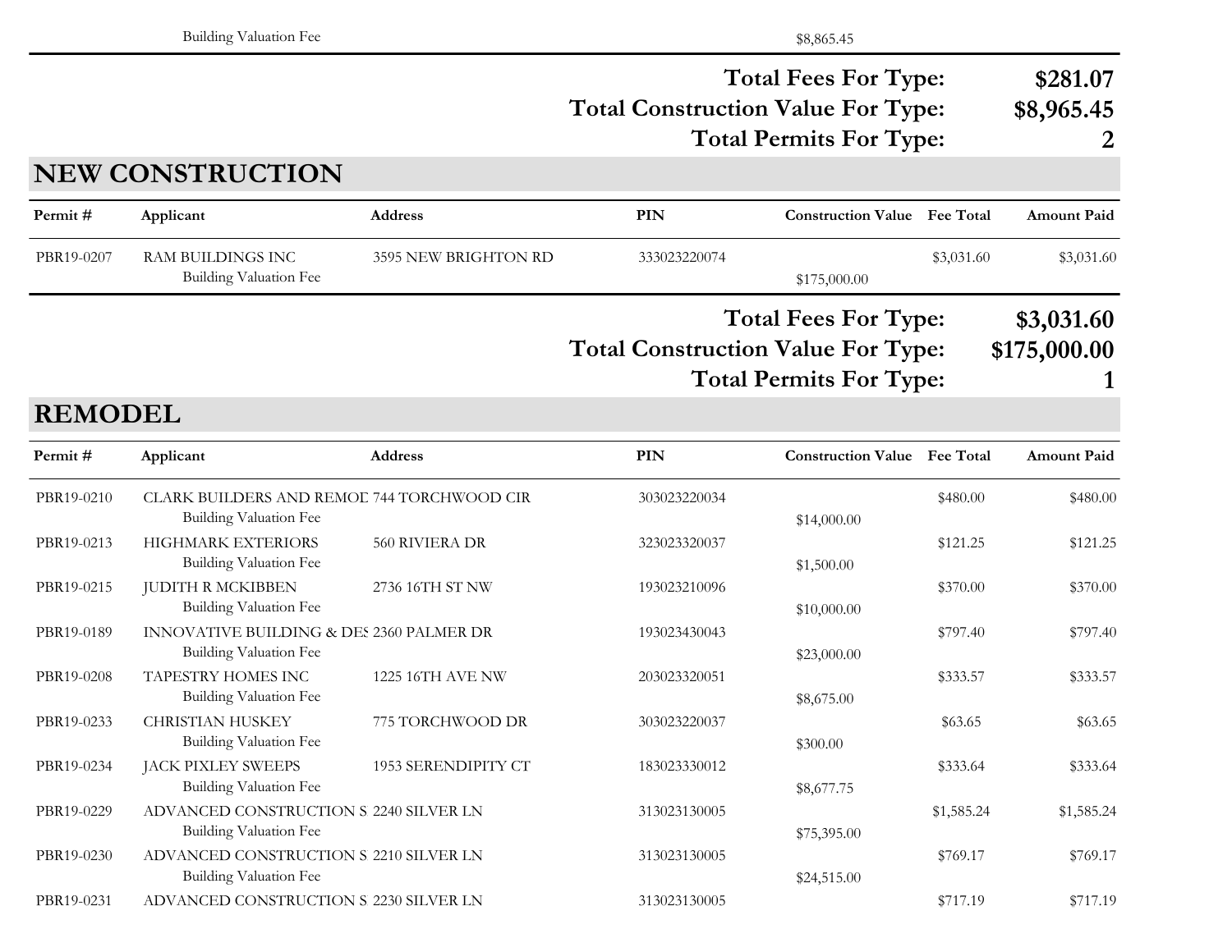| | | | | | | |
|---|---|---|---|---|---|---|
| | Building Valuation Fee | | | $8,865.45 | | |

**Total Fees For Type:** **$281.07**
**Total Construction Value For Type:** **$8,965.45**
**Total Permits For Type:** **2**

## NEW CONSTRUCTION

| Permit # | Applicant | Address | PIN | Construction Value | Fee Total | Amount Paid |
|---|---|---|---|---|---|---|
| PBR19-0207 | RAM BUILDINGS INC | 3595 NEW BRIGHTON RD | 333023220074 | | $3,031.60 | $3,031.60 |
| | Building Valuation Fee | | | $175,000.00 | | |

**Total Fees For Type:** **$3,031.60**
**Total Construction Value For Type:** **$175,000.00**
**Total Permits For Type:** **1**

## REMODEL

| Permit # | Applicant | Address | PIN | Construction Value | Fee Total | Amount Paid |
|---|---|---|---|---|---|---|
| PBR19-0210 | CLARK BUILDERS AND REMOD | 744 TORCHWOOD CIR | 303023220034 | | $480.00 | $480.00 |
| | Building Valuation Fee | | | $14,000.00 | | |
| PBR19-0213 | HIGHMARK EXTERIORS | 560 RIVIERA DR | 323023320037 | | $121.25 | $121.25 |
| | Building Valuation Fee | | | $1,500.00 | | |
| PBR19-0215 | JUDITH R MCKIBBEN | 2736 16TH ST NW | 193023210096 | | $370.00 | $370.00 |
| | Building Valuation Fee | | | $10,000.00 | | |
| PBR19-0189 | INNOVATIVE BUILDING & DES | 2360 PALMER DR | 193023430043 | | $797.40 | $797.40 |
| | Building Valuation Fee | | | $23,000.00 | | |
| PBR19-0208 | TAPESTRY HOMES INC | 1225 16TH AVE NW | 203023320051 | | $333.57 | $333.57 |
| | Building Valuation Fee | | | $8,675.00 | | |
| PBR19-0233 | CHRISTIAN HUSKEY | 775 TORCHWOOD DR | 303023220037 | | $63.65 | $63.65 |
| | Building Valuation Fee | | | $300.00 | | |
| PBR19-0234 | JACK PIXLEY SWEEPS | 1953 SERENDIPITY CT | 183023330012 | | $333.64 | $333.64 |
| | Building Valuation Fee | | | $8,677.75 | | |
| PBR19-0229 | ADVANCED CONSTRUCTION S | 2240 SILVER LN | 313023130005 | | $1,585.24 | $1,585.24 |
| | Building Valuation Fee | | | $75,395.00 | | |
| PBR19-0230 | ADVANCED CONSTRUCTION S | 2210 SILVER LN | 313023130005 | | $769.17 | $769.17 |
| | Building Valuation Fee | | | $24,515.00 | | |
| PBR19-0231 | ADVANCED CONSTRUCTION S | 2230 SILVER LN | 313023130005 | | $717.19 | $717.19 |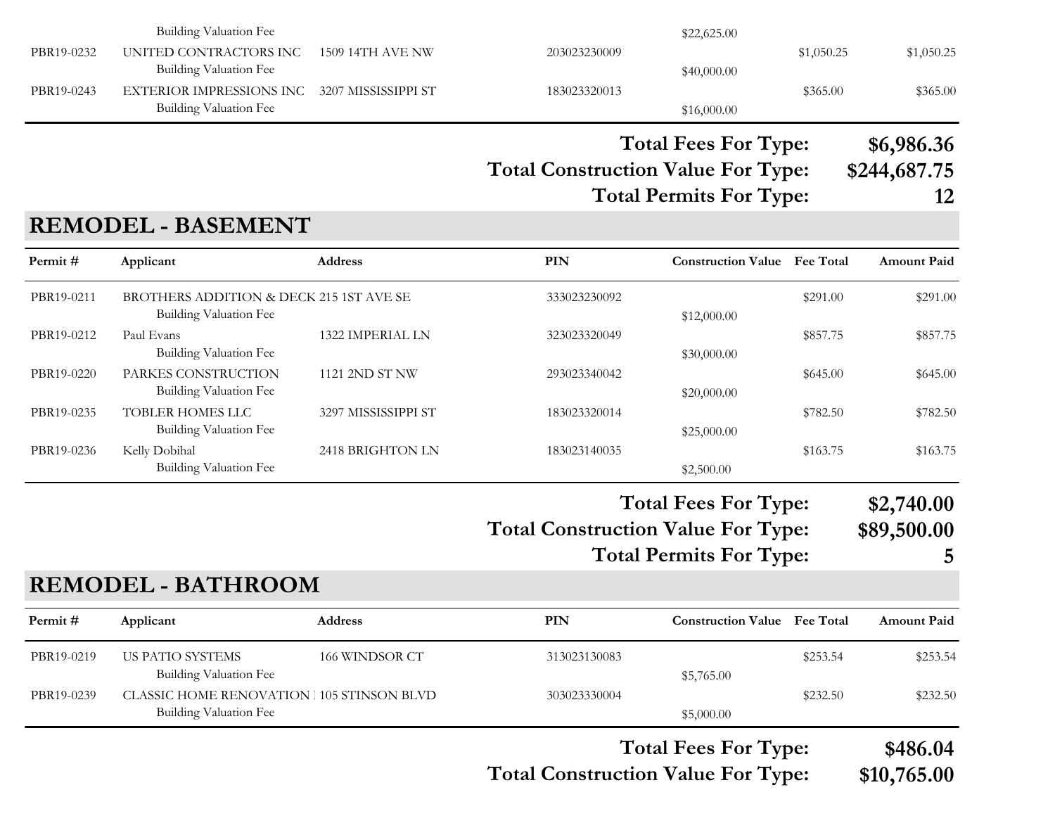| Permit # | Applicant | Address | PIN | Construction Value | Fee Total | Amount Paid |
|---|---|---|---|---|---|---|
| | Building Valuation Fee | | | $22,625.00 | | |
| PBR19-0232 | UNITED CONTRACTORS INC | 1509 14TH AVE NW | 203023230009 | | $1,050.25 | $1,050.25 |
| | Building Valuation Fee | | | $40,000.00 | | |
| PBR19-0243 | EXTERIOR IMPRESSIONS INC | 3207 MISSISSIPPI ST | 183023320013 | | $365.00 | $365.00 |
| | Building Valuation Fee | | | $16,000.00 | | |

**Total Fees For Type: $6,986.36**
**Total Construction Value For Type: $244,687.75**
**Total Permits For Type: 12**

## REMODEL - BASEMENT

| Permit # | Applicant | Address | PIN | Construction Value | Fee Total | Amount Paid |
|---|---|---|---|---|---|---|
| PBR19-0211 | BROTHERS ADDITION & DECK | 215 1ST AVE SE | 333023230092 | | $291.00 | $291.00 |
| | Building Valuation Fee | | | $12,000.00 | | |
| PBR19-0212 | Paul Evans | 1322 IMPERIAL LN | 323023320049 | | $857.75 | $857.75 |
| | Building Valuation Fee | | | $30,000.00 | | |
| PBR19-0220 | PARKES CONSTRUCTION | 1121 2ND ST NW | 293023340042 | | $645.00 | $645.00 |
| | Building Valuation Fee | | | $20,000.00 | | |
| PBR19-0235 | TOBLER HOMES LLC | 3297 MISSISSIPPI ST | 183023320014 | | $782.50 | $782.50 |
| | Building Valuation Fee | | | $25,000.00 | | |
| PBR19-0236 | Kelly Dobihal | 2418 BRIGHTON LN | 183023140035 | | $163.75 | $163.75 |
| | Building Valuation Fee | | | $2,500.00 | | |

**Total Fees For Type: $2,740.00**
**Total Construction Value For Type: $89,500.00**
**Total Permits For Type: 5**

## REMODEL - BATHROOM

| Permit # | Applicant | Address | PIN | Construction Value | Fee Total | Amount Paid |
|---|---|---|---|---|---|---|
| PBR19-0219 | US PATIO SYSTEMS | 166 WINDSOR CT | 313023130083 | | $253.54 | $253.54 |
| | Building Valuation Fee | | | $5,765.00 | | |
| PBR19-0239 | CLASSIC HOME RENOVATION | 105 STINSON BLVD | 303023330004 | | $232.50 | $232.50 |
| | Building Valuation Fee | | | $5,000.00 | | |

**Total Fees For Type: $486.04**
**Total Construction Value For Type: $10,765.00**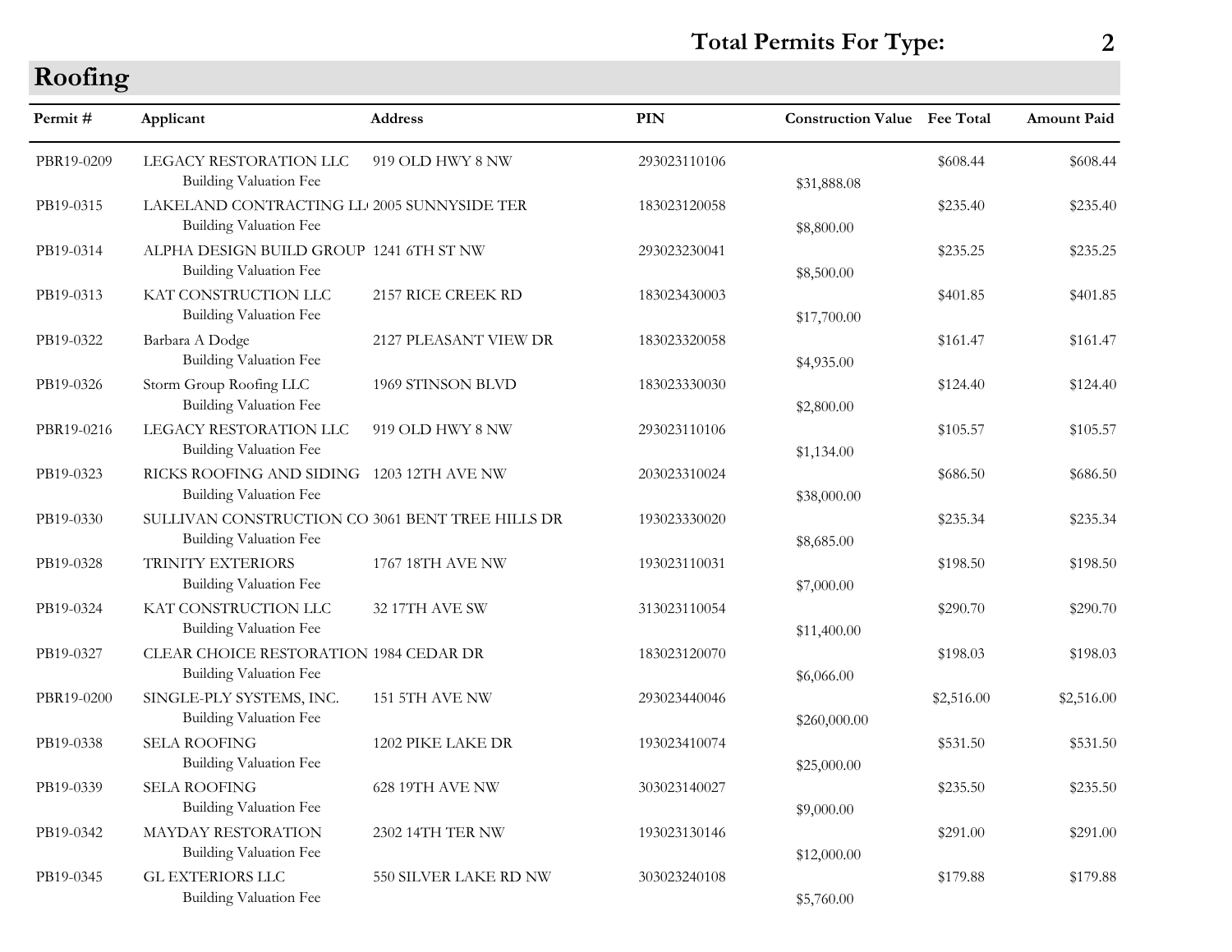**Total Permits For Type: 2**

## Roofing

| Permit # | Applicant | Address | PIN | Construction Value | Fee Total | Amount Paid |
|---|---|---|---|---|---|---|
| PBR19-0209 | LEGACY RESTORATION LLC | 919 OLD HWY 8 NW | 293023110106 | | $608.44 | $608.44 |
| | Building Valuation Fee | | | $31,888.08 | | |
| PB19-0315 | LAKELAND CONTRACTING LL | 2005 SUNNYSIDE TER | 183023120058 | | $235.40 | $235.40 |
| | Building Valuation Fee | | | $8,800.00 | | |
| PB19-0314 | ALPHA DESIGN BUILD GROUP | 1241 6TH ST NW | 293023230041 | | $235.25 | $235.25 |
| | Building Valuation Fee | | | $8,500.00 | | |
| PB19-0313 | KAT CONSTRUCTION LLC | 2157 RICE CREEK RD | 183023430003 | | $401.85 | $401.85 |
| | Building Valuation Fee | | | $17,700.00 | | |
| PB19-0322 | Barbara A Dodge | 2127 PLEASANT VIEW DR | 183023320058 | | $161.47 | $161.47 |
| | Building Valuation Fee | | | $4,935.00 | | |
| PB19-0326 | Storm Group Roofing LLC | 1969 STINSON BLVD | 183023330030 | | $124.40 | $124.40 |
| | Building Valuation Fee | | | $2,800.00 | | |
| PBR19-0216 | LEGACY RESTORATION LLC | 919 OLD HWY 8 NW | 293023110106 | | $105.57 | $105.57 |
| | Building Valuation Fee | | | $1,134.00 | | |
| PB19-0323 | RICKS ROOFING AND SIDING | 1203 12TH AVE NW | 203023310024 | | $686.50 | $686.50 |
| | Building Valuation Fee | | | $38,000.00 | | |
| PB19-0330 | SULLIVAN CONSTRUCTION CO | 3061 BENT TREE HILLS DR | 193023330020 | | $235.34 | $235.34 |
| | Building Valuation Fee | | | $8,685.00 | | |
| PB19-0328 | TRINITY EXTERIORS | 1767 18TH AVE NW | 193023110031 | | $198.50 | $198.50 |
| | Building Valuation Fee | | | $7,000.00 | | |
| PB19-0324 | KAT CONSTRUCTION LLC | 32 17TH AVE SW | 313023110054 | | $290.70 | $290.70 |
| | Building Valuation Fee | | | $11,400.00 | | |
| PB19-0327 | CLEAR CHOICE RESTORATION | 1984 CEDAR DR | 183023120070 | | $198.03 | $198.03 |
| | Building Valuation Fee | | | $6,066.00 | | |
| PBR19-0200 | SINGLE-PLY SYSTEMS, INC. | 151 5TH AVE NW | 293023440046 | | $2,516.00 | $2,516.00 |
| | Building Valuation Fee | | | $260,000.00 | | |
| PB19-0338 | SELA ROOFING | 1202 PIKE LAKE DR | 193023410074 | | $531.50 | $531.50 |
| | Building Valuation Fee | | | $25,000.00 | | |
| PB19-0339 | SELA ROOFING | 628 19TH AVE NW | 303023140027 | | $235.50 | $235.50 |
| | Building Valuation Fee | | | $9,000.00 | | |
| PB19-0342 | MAYDAY RESTORATION | 2302 14TH TER NW | 193023130146 | | $291.00 | $291.00 |
| | Building Valuation Fee | | | $12,000.00 | | |
| PB19-0345 | GL EXTERIORS LLC | 550 SILVER LAKE RD NW | 303023240108 | | $179.88 | $179.88 |
| | Building Valuation Fee | | | $5,760.00 | | |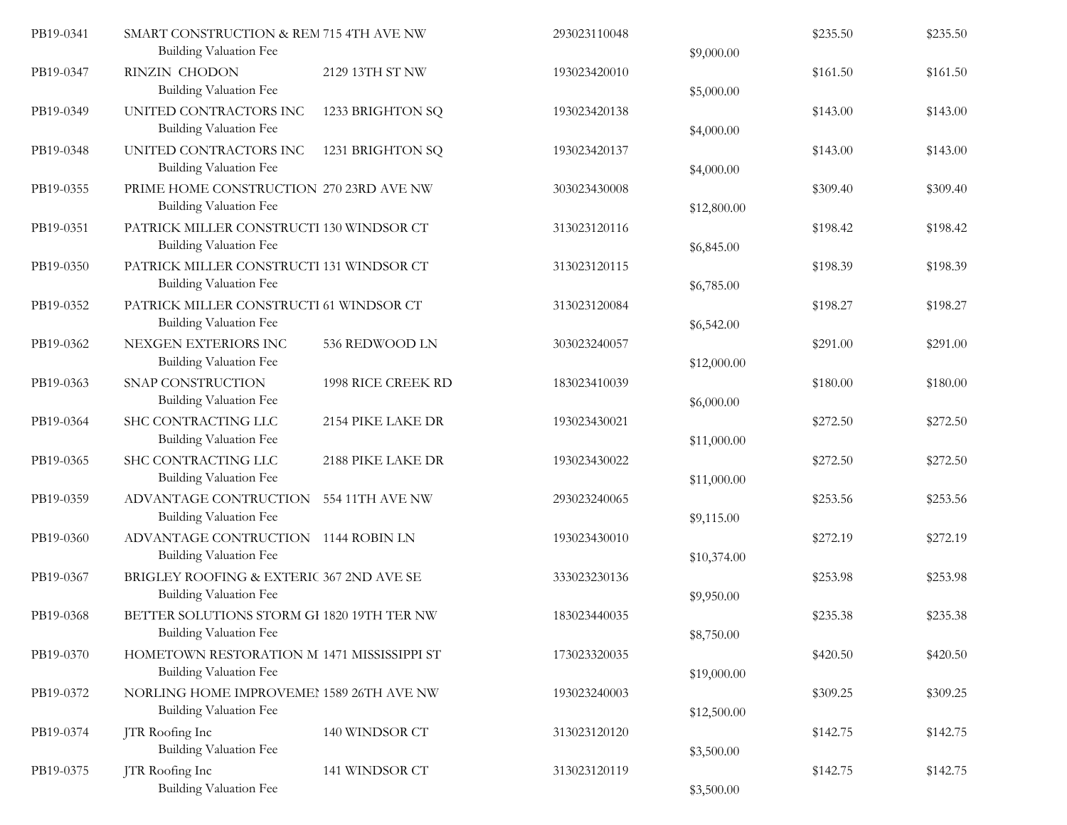| | | | | | | |
|---|---|---|---|---|---|---|
| PB19-0341 | SMART CONSTRUCTION & REM | 715 4TH AVE NW | 293023110048 | | $235.50 | $235.50 |
| | Building Valuation Fee | | | $9,000.00 | | |
| PB19-0347 | RINZIN CHODON | 2129 13TH ST NW | 193023420010 | | $161.50 | $161.50 |
| | Building Valuation Fee | | | $5,000.00 | | |
| PB19-0349 | UNITED CONTRACTORS INC | 1233 BRIGHTON SQ | 193023420138 | | $143.00 | $143.00 |
| | Building Valuation Fee | | | $4,000.00 | | |
| PB19-0348 | UNITED CONTRACTORS INC | 1231 BRIGHTON SQ | 193023420137 | | $143.00 | $143.00 |
| | Building Valuation Fee | | | $4,000.00 | | |
| PB19-0355 | PRIME HOME CONSTRUCTION | 270 23RD AVE NW | 303023430008 | | $309.40 | $309.40 |
| | Building Valuation Fee | | | $12,800.00 | | |
| PB19-0351 | PATRICK MILLER CONSTRUCTI | 130 WINDSOR CT | 313023120116 | | $198.42 | $198.42 |
| | Building Valuation Fee | | | $6,845.00 | | |
| PB19-0350 | PATRICK MILLER CONSTRUCTI | 131 WINDSOR CT | 313023120115 | | $198.39 | $198.39 |
| | Building Valuation Fee | | | $6,785.00 | | |
| PB19-0352 | PATRICK MILLER CONSTRUCTI | 61 WINDSOR CT | 313023120084 | | $198.27 | $198.27 |
| | Building Valuation Fee | | | $6,542.00 | | |
| PB19-0362 | NEXGEN EXTERIORS INC | 536 REDWOOD LN | 303023240057 | | $291.00 | $291.00 |
| | Building Valuation Fee | | | $12,000.00 | | |
| PB19-0363 | SNAP CONSTRUCTION | 1998 RICE CREEK RD | 183023410039 | | $180.00 | $180.00 |
| | Building Valuation Fee | | | $6,000.00 | | |
| PB19-0364 | SHC CONTRACTING LLC | 2154 PIKE LAKE DR | 193023430021 | | $272.50 | $272.50 |
| | Building Valuation Fee | | | $11,000.00 | | |
| PB19-0365 | SHC CONTRACTING LLC | 2188 PIKE LAKE DR | 193023430022 | | $272.50 | $272.50 |
| | Building Valuation Fee | | | $11,000.00 | | |
| PB19-0359 | ADVANTAGE CONTRUCTION | 554 11TH AVE NW | 293023240065 | | $253.56 | $253.56 |
| | Building Valuation Fee | | | $9,115.00 | | |
| PB19-0360 | ADVANTAGE CONTRUCTION | 1144 ROBIN LN | 193023430010 | | $272.19 | $272.19 |
| | Building Valuation Fee | | | $10,374.00 | | |
| PB19-0367 | BRIGLEY ROOFING & EXTERIC | 367 2ND AVE SE | 333023230136 | | $253.98 | $253.98 |
| | Building Valuation Fee | | | $9,950.00 | | |
| PB19-0368 | BETTER SOLUTIONS STORM GI | 1820 19TH TER NW | 183023440035 | | $235.38 | $235.38 |
| | Building Valuation Fee | | | $8,750.00 | | |
| PB19-0370 | HOMETOWN RESTORATION M | 1471 MISSISSIPPI ST | 173023320035 | | $420.50 | $420.50 |
| | Building Valuation Fee | | | $19,000.00 | | |
| PB19-0372 | NORLING HOME IMPROVEMEI | 1589 26TH AVE NW | 193023240003 | | $309.25 | $309.25 |
| | Building Valuation Fee | | | $12,500.00 | | |
| PB19-0374 | JTR Roofing Inc | 140 WINDSOR CT | 313023120120 | | $142.75 | $142.75 |
| | Building Valuation Fee | | | $3,500.00 | | |
| PB19-0375 | JTR Roofing Inc | 141 WINDSOR CT | 313023120119 | | $142.75 | $142.75 |
| | Building Valuation Fee | | | $3,500.00 | | |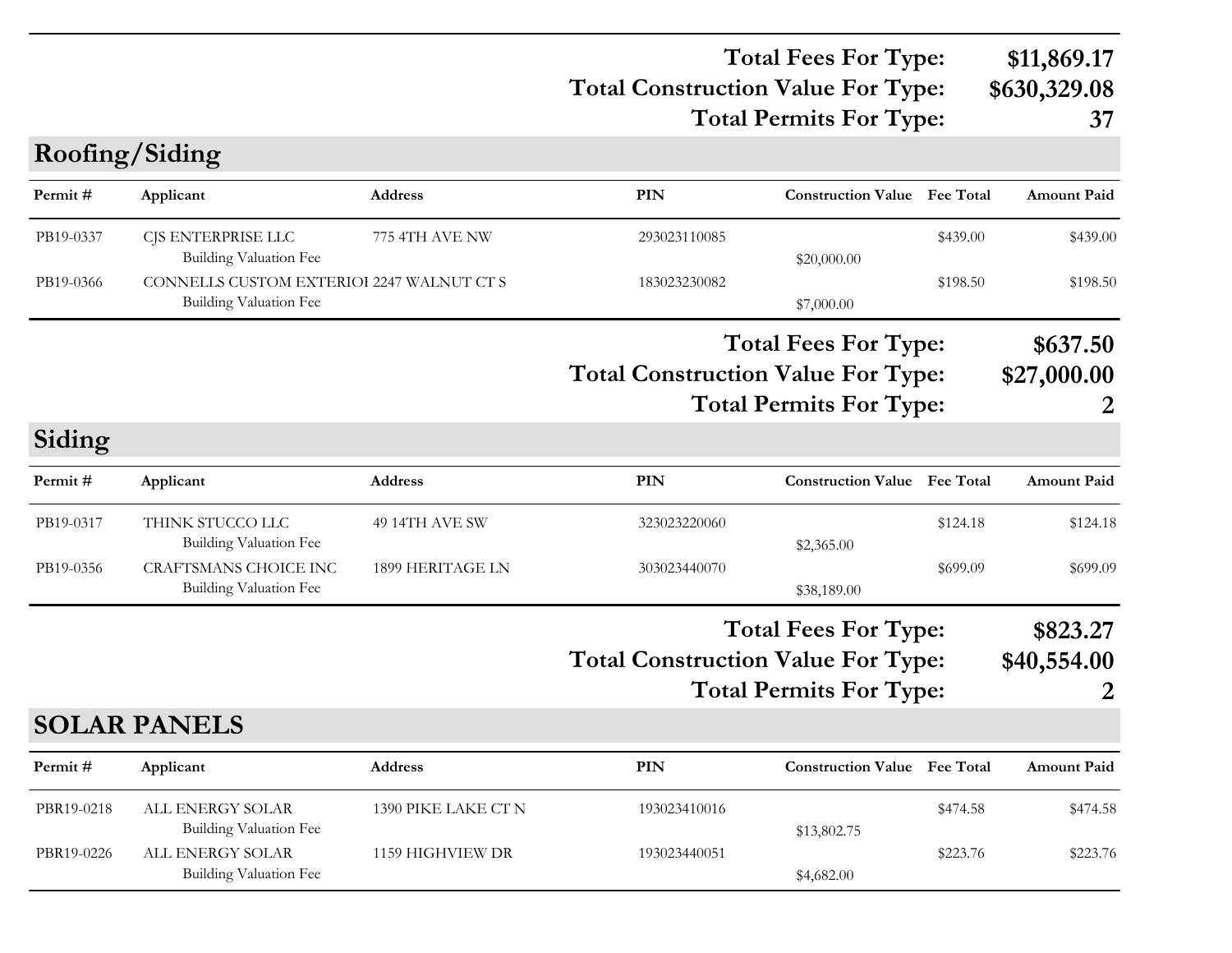**Total Fees For Type:** **$11,869.17**
**Total Construction Value For Type:** **$630,329.08**
**Total Permits For Type:** **37**

## Roofing/Siding

| Permit # | Applicant | Address | PIN | Construction Value | Fee Total | Amount Paid |
|---|---|---|---|---|---|---|
| PB19-0337 | CJS ENTERPRISE LLC | 775 4TH AVE NW | 293023110085 | | $439.00 | $439.00 |
| | Building Valuation Fee | | | $20,000.00 | | |
| PB19-0366 | CONNELLS CUSTOM EXTERIOI | 2247 WALNUT CT S | 183023230082 | | $198.50 | $198.50 |
| | Building Valuation Fee | | | $7,000.00 | | |

**Total Fees For Type:** **$637.50**
**Total Construction Value For Type:** **$27,000.00**
**Total Permits For Type:** **2**

## Siding

| Permit # | Applicant | Address | PIN | Construction Value | Fee Total | Amount Paid |
|---|---|---|---|---|---|---|
| PB19-0317 | THINK STUCCO LLC | 49 14TH AVE SW | 323023220060 | | $124.18 | $124.18 |
| | Building Valuation Fee | | | $2,365.00 | | |
| PB19-0356 | CRAFTSMANS CHOICE INC | 1899 HERITAGE LN | 303023440070 | | $699.09 | $699.09 |
| | Building Valuation Fee | | | $38,189.00 | | |

**Total Fees For Type:** **$823.27**
**Total Construction Value For Type:** **$40,554.00**
**Total Permits For Type:** **2**

## SOLAR PANELS

| Permit # | Applicant | Address | PIN | Construction Value | Fee Total | Amount Paid |
|---|---|---|---|---|---|---|
| PBR19-0218 | ALL ENERGY SOLAR | 1390 PIKE LAKE CT N | 193023410016 | | $474.58 | $474.58 |
| | Building Valuation Fee | | | $13,802.75 | | |
| PBR19-0226 | ALL ENERGY SOLAR | 1159 HIGHVIEW DR | 193023440051 | | $223.76 | $223.76 |
| | Building Valuation Fee | | | $4,682.00 | | |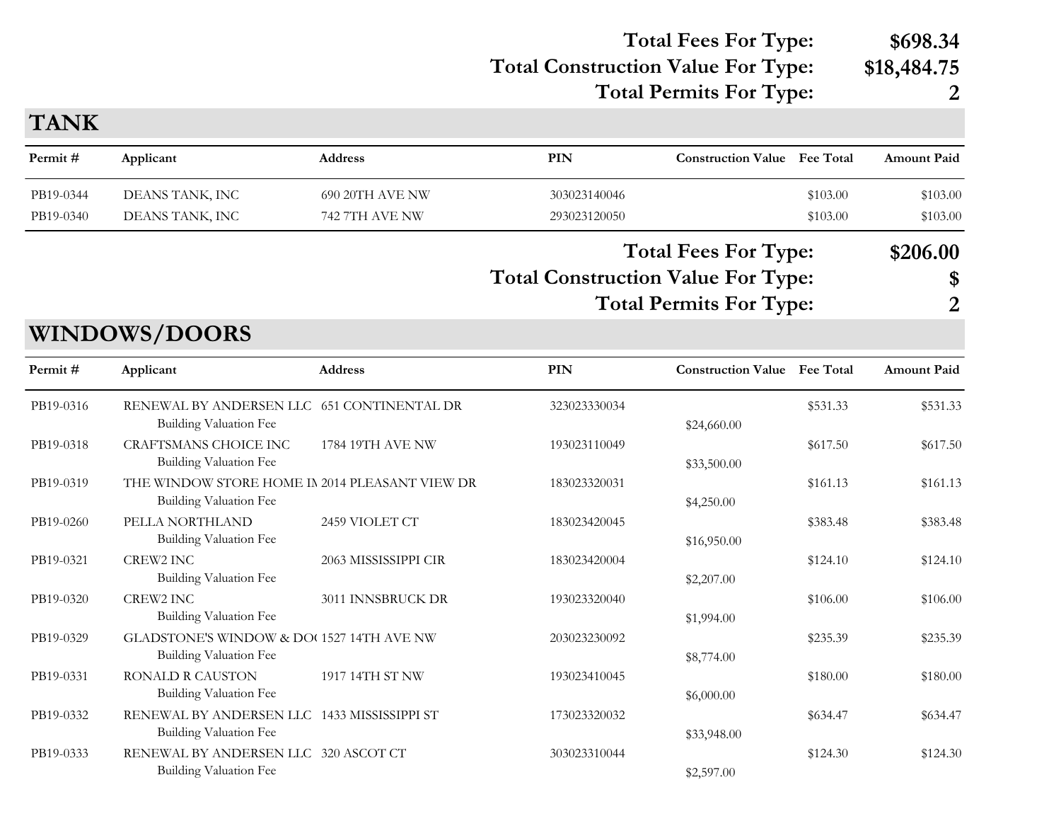**Total Fees For Type: $698.34**
**Total Construction Value For Type: $18,484.75**
**Total Permits For Type: 2**

## TANK

| Permit # | Applicant | Address | PIN | Construction Value | Fee Total | Amount Paid |
|---|---|---|---|---|---|---|
| PB19-0344 | DEANS TANK, INC | 690 20TH AVE NW | 303023140046 | | $103.00 | $103.00 |
| PB19-0340 | DEANS TANK, INC | 742 7TH AVE NW | 293023120050 | | $103.00 | $103.00 |

**Total Fees For Type: $206.00**
**Total Construction Value For Type: $**
**Total Permits For Type: 2**

## WINDOWS/DOORS

| Permit # | Applicant | Address | PIN | Construction Value | Fee Total | Amount Paid |
|---|---|---|---|---|---|---|
| PB19-0316 | RENEWAL BY ANDERSEN LLC | 651 CONTINENTAL DR | 323023330034 | | $531.33 | $531.33 |
| | Building Valuation Fee | | | $24,660.00 | | |
| PB19-0318 | CRAFTSMANS CHOICE INC | 1784 19TH AVE NW | 193023110049 | | $617.50 | $617.50 |
| | Building Valuation Fee | | | $33,500.00 | | |
| PB19-0319 | THE WINDOW STORE HOME IN | 2014 PLEASANT VIEW DR | 183023320031 | | $161.13 | $161.13 |
| | Building Valuation Fee | | | $4,250.00 | | |
| PB19-0260 | PELLA NORTHLAND | 2459 VIOLET CT | 183023420045 | | $383.48 | $383.48 |
| | Building Valuation Fee | | | $16,950.00 | | |
| PB19-0321 | CREW2 INC | 2063 MISSISSIPPI CIR | 183023420004 | | $124.10 | $124.10 |
| | Building Valuation Fee | | | $2,207.00 | | |
| PB19-0320 | CREW2 INC | 3011 INNSBRUCK DR | 193023320040 | | $106.00 | $106.00 |
| | Building Valuation Fee | | | $1,994.00 | | |
| PB19-0329 | GLADSTONE'S WINDOW & DOO | 1527 14TH AVE NW | 203023230092 | | $235.39 | $235.39 |
| | Building Valuation Fee | | | $8,774.00 | | |
| PB19-0331 | RONALD R CAUSTON | 1917 14TH ST NW | 193023410045 | | $180.00 | $180.00 |
| | Building Valuation Fee | | | $6,000.00 | | |
| PB19-0332 | RENEWAL BY ANDERSEN LLC | 1433 MISSISSIPPI ST | 173023320032 | | $634.47 | $634.47 |
| | Building Valuation Fee | | | $33,948.00 | | |
| PB19-0333 | RENEWAL BY ANDERSEN LLC | 320 ASCOT CT | 303023310044 | | $124.30 | $124.30 |
| | Building Valuation Fee | | | $2,597.00 | | |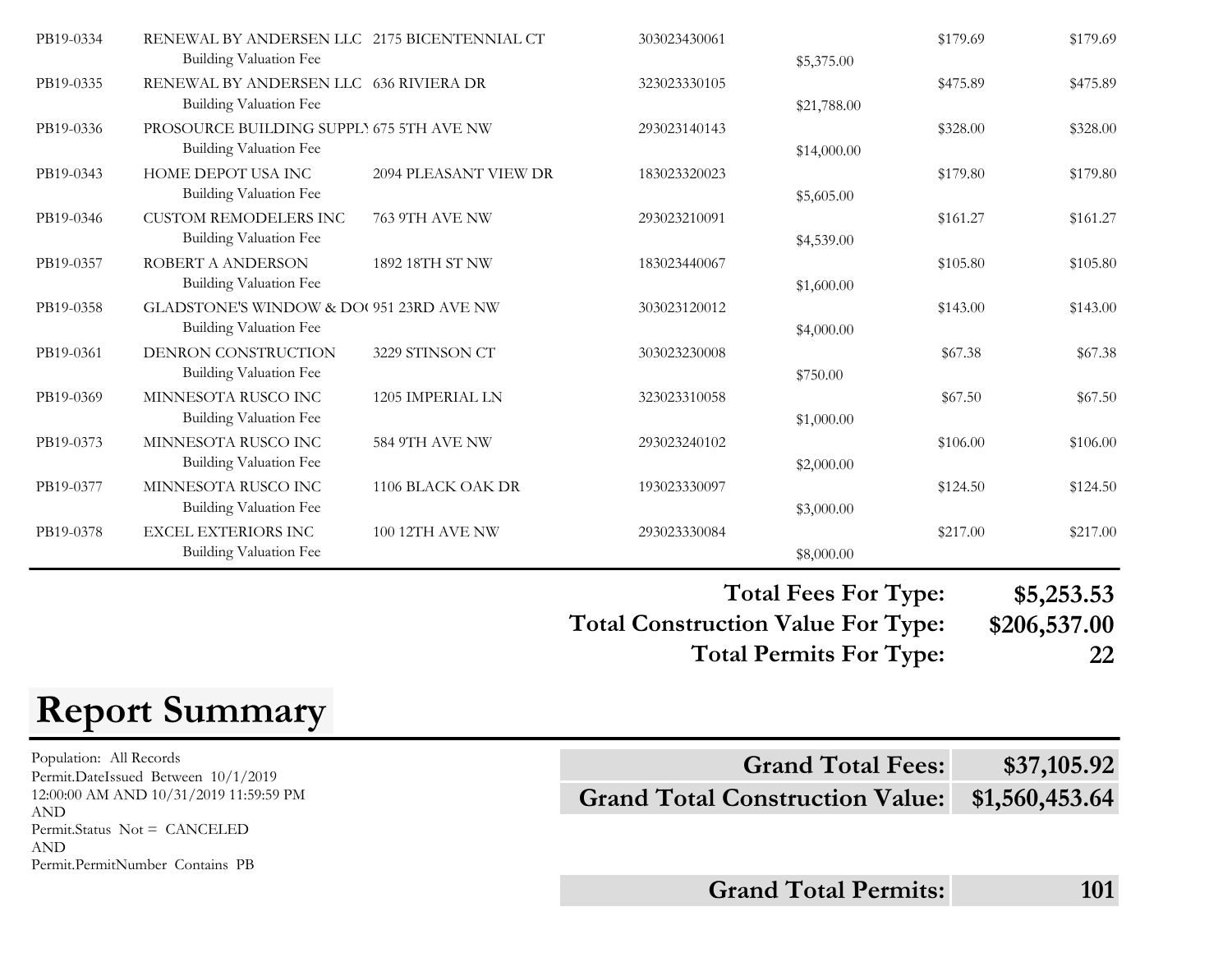| | | | | | | |
|---|---|---|---|---|---|---|
| PB19-0334 | RENEWAL BY ANDERSEN LLC | 2175 BICENTENNIAL CT | 303023430061 | | $179.69 | $179.69 |
| | Building Valuation Fee | | | $5,375.00 | | |
| PB19-0335 | RENEWAL BY ANDERSEN LLC | 636 RIVIERA DR | 323023330105 | | $475.89 | $475.89 |
| | Building Valuation Fee | | | $21,788.00 | | |
| PB19-0336 | PROSOURCE BUILDING SUPPLY | 675 5TH AVE NW | 293023140143 | | $328.00 | $328.00 |
| | Building Valuation Fee | | | $14,000.00 | | |
| PB19-0343 | HOME DEPOT USA INC | 2094 PLEASANT VIEW DR | 183023320023 | | $179.80 | $179.80 |
| | Building Valuation Fee | | | $5,605.00 | | |
| PB19-0346 | CUSTOM REMODELERS INC | 763 9TH AVE NW | 293023210091 | | $161.27 | $161.27 |
| | Building Valuation Fee | | | $4,539.00 | | |
| PB19-0357 | ROBERT A ANDERSON | 1892 18TH ST NW | 183023440067 | | $105.80 | $105.80 |
| | Building Valuation Fee | | | $1,600.00 | | |
| PB19-0358 | GLADSTONE'S WINDOW & DO( | 951 23RD AVE NW | 303023120012 | | $143.00 | $143.00 |
| | Building Valuation Fee | | | $4,000.00 | | |
| PB19-0361 | DENRON CONSTRUCTION | 3229 STINSON CT | 303023230008 | | $67.38 | $67.38 |
| | Building Valuation Fee | | | $750.00 | | |
| PB19-0369 | MINNESOTA RUSCO INC | 1205 IMPERIAL LN | 323023310058 | | $67.50 | $67.50 |
| | Building Valuation Fee | | | $1,000.00 | | |
| PB19-0373 | MINNESOTA RUSCO INC | 584 9TH AVE NW | 293023240102 | | $106.00 | $106.00 |
| | Building Valuation Fee | | | $2,000.00 | | |
| PB19-0377 | MINNESOTA RUSCO INC | 1106 BLACK OAK DR | 193023330097 | | $124.50 | $124.50 |
| | Building Valuation Fee | | | $3,000.00 | | |
| PB19-0378 | EXCEL EXTERIORS INC | 100 12TH AVE NW | 293023330084 | | $217.00 | $217.00 |
| | Building Valuation Fee | | | $8,000.00 | | |

**Total Fees For Type: $5,253.53**

**Total Construction Value For Type: $206,537.00**

**Total Permits For Type: 22**

# Report Summary

Population: All Records
Permit.DateIssued Between 10/1/2019 12:00:00 AM AND 10/31/2019 11:59:59 PM
AND
Permit.Status Not = CANCELED
AND
Permit.PermitNumber Contains PB

**Grand Total Fees: $37,105.92**

**Grand Total Construction Value: $1,560,453.64**

**Grand Total Permits: 101**